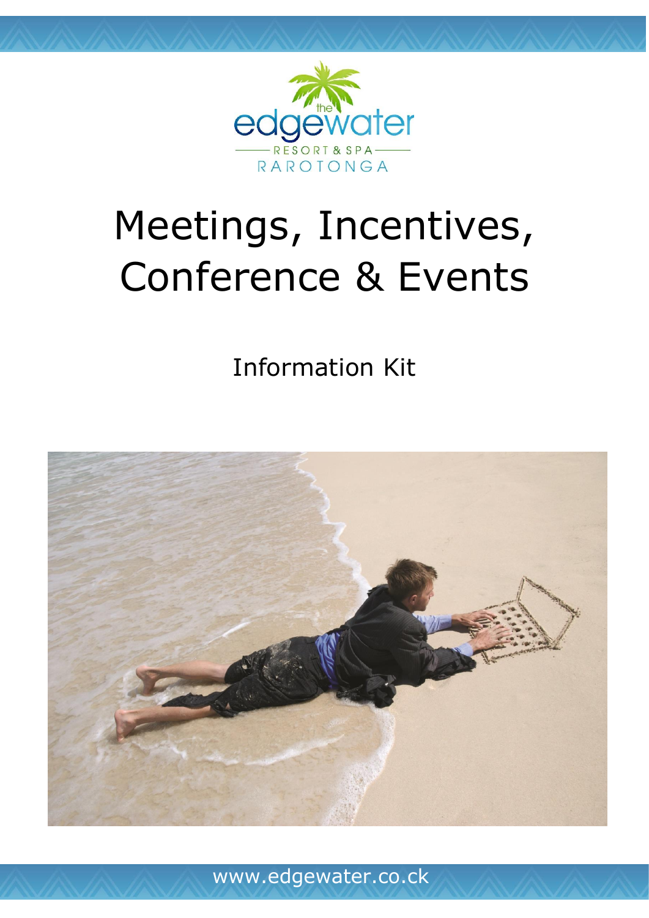the edgewater

RESORT & SPA

RAROTONGA

# Meetings, Incentives, Conference & Events

## Information Kit

www.edgewater.co.ck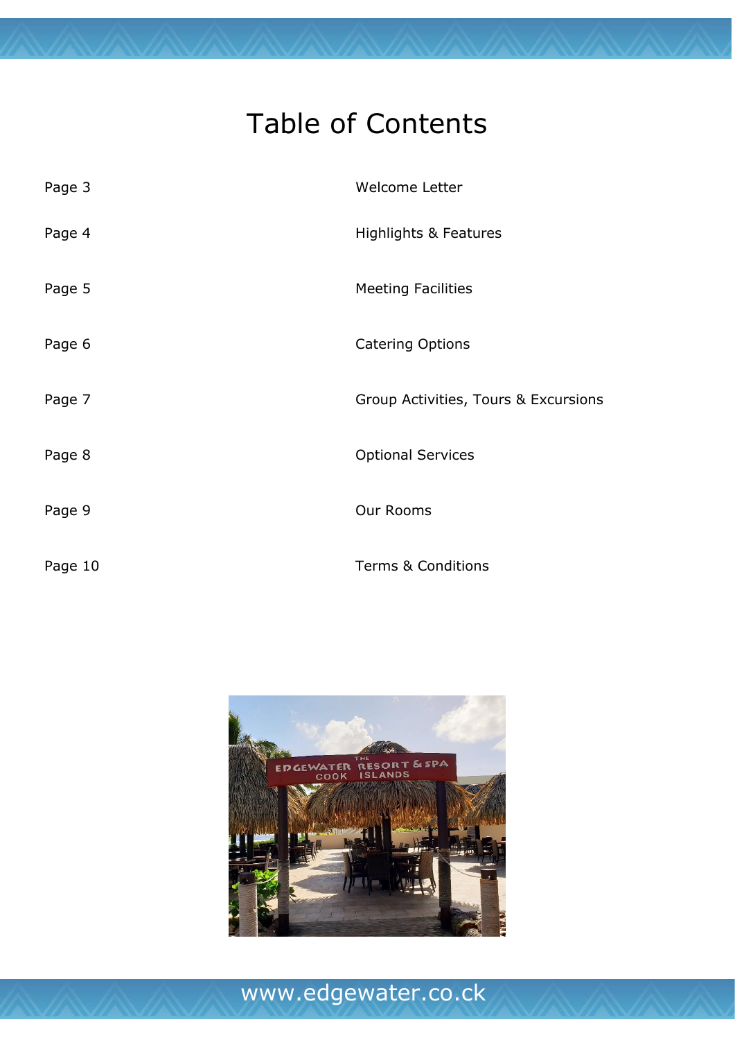# Table of Contents

| | |
|---|---|
| Page 3 | Welcome Letter |
| Page 4 | Highlights & Features |
| Page 5 | Meeting Facilities |
| Page 6 | Catering Options |
| Page 7 | Group Activities, Tours & Excursions |
| Page 8 | Optional Services |
| Page 9 | Our Rooms |
| Page 10 | Terms & Conditions |

www.edgewater.co.ck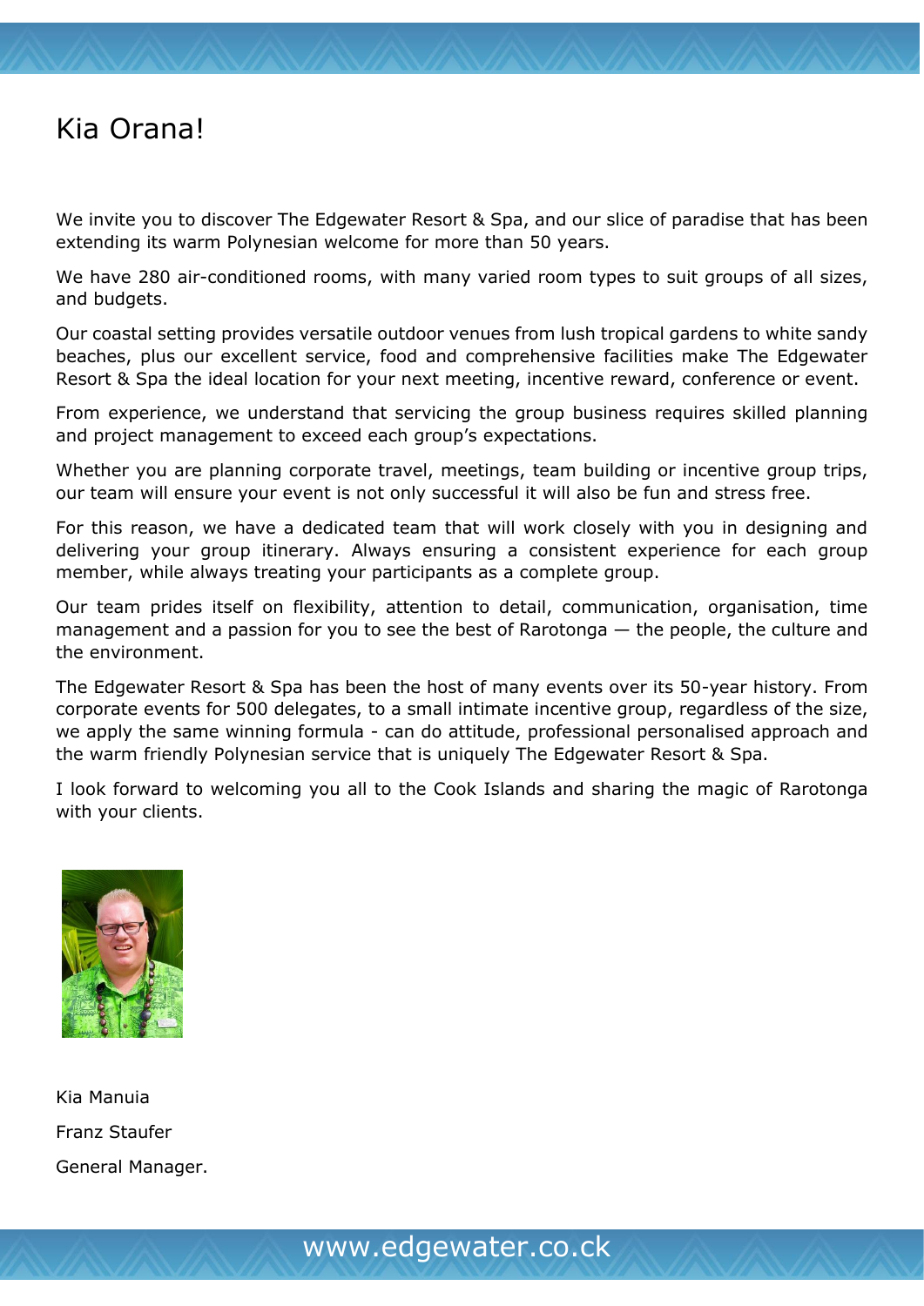# Kia Orana!

We invite you to discover The Edgewater Resort & Spa, and our slice of paradise that has been extending its warm Polynesian welcome for more than 50 years.

We have 280 air-conditioned rooms, with many varied room types to suit groups of all sizes, and budgets.

Our coastal setting provides versatile outdoor venues from lush tropical gardens to white sandy beaches, plus our excellent service, food and comprehensive facilities make The Edgewater Resort & Spa the ideal location for your next meeting, incentive reward, conference or event.

From experience, we understand that servicing the group business requires skilled planning and project management to exceed each group's expectations.

Whether you are planning corporate travel, meetings, team building or incentive group trips, our team will ensure your event is not only successful it will also be fun and stress free.

For this reason, we have a dedicated team that will work closely with you in designing and delivering your group itinerary. Always ensuring a consistent experience for each group member, while always treating your participants as a complete group.

Our team prides itself on flexibility, attention to detail, communication, organisation, time management and a passion for you to see the best of Rarotonga — the people, the culture and the environment.

The Edgewater Resort & Spa has been the host of many events over its 50-year history. From corporate events for 500 delegates, to a small intimate incentive group, regardless of the size, we apply the same winning formula - can do attitude, professional personalised approach and the warm friendly Polynesian service that is uniquely The Edgewater Resort & Spa.

I look forward to welcoming you all to the Cook Islands and sharing the magic of Rarotonga with your clients.

Kia Manuia

Franz Staufer

General Manager.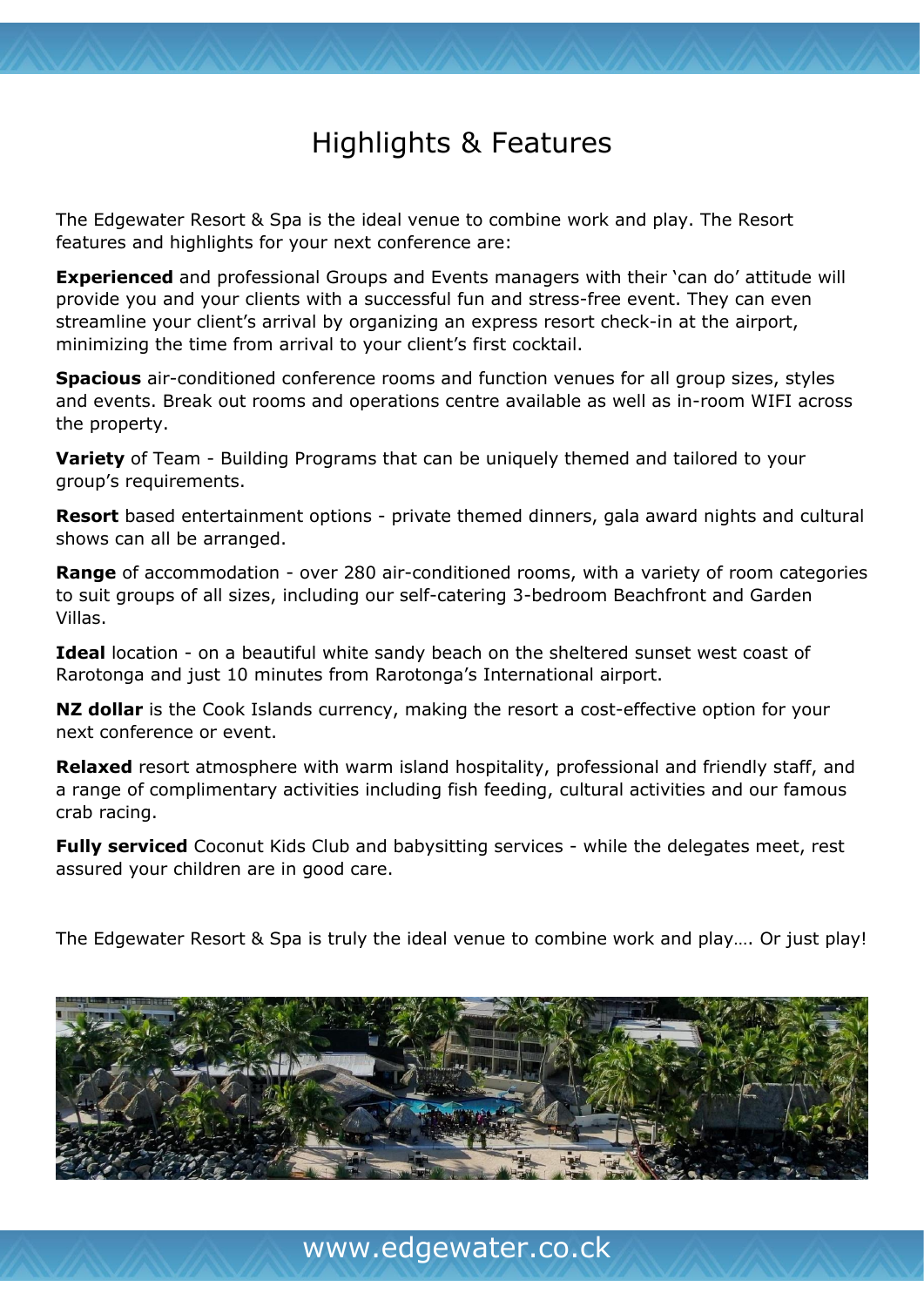# Highlights & Features

The Edgewater Resort & Spa is the ideal venue to combine work and play. The Resort features and highlights for your next conference are:

**Experienced** and professional Groups and Events managers with their 'can do' attitude will provide you and your clients with a successful fun and stress-free event. They can even streamline your client's arrival by organizing an express resort check-in at the airport, minimizing the time from arrival to your client's first cocktail.

**Spacious** air-conditioned conference rooms and function venues for all group sizes, styles and events. Break out rooms and operations centre available as well as in-room WIFI across the property.

**Variety** of Team - Building Programs that can be uniquely themed and tailored to your group's requirements.

**Resort** based entertainment options - private themed dinners, gala award nights and cultural shows can all be arranged.

**Range** of accommodation - over 280 air-conditioned rooms, with a variety of room categories to suit groups of all sizes, including our self-catering 3-bedroom Beachfront and Garden Villas.

**Ideal** location - on a beautiful white sandy beach on the sheltered sunset west coast of Rarotonga and just 10 minutes from Rarotonga's International airport.

**NZ dollar** is the Cook Islands currency, making the resort a cost-effective option for your next conference or event.

**Relaxed** resort atmosphere with warm island hospitality, professional and friendly staff, and a range of complimentary activities including fish feeding, cultural activities and our famous crab racing.

**Fully serviced** Coconut Kids Club and babysitting services - while the delegates meet, rest assured your children are in good care.

The Edgewater Resort & Spa is truly the ideal venue to combine work and play…. Or just play!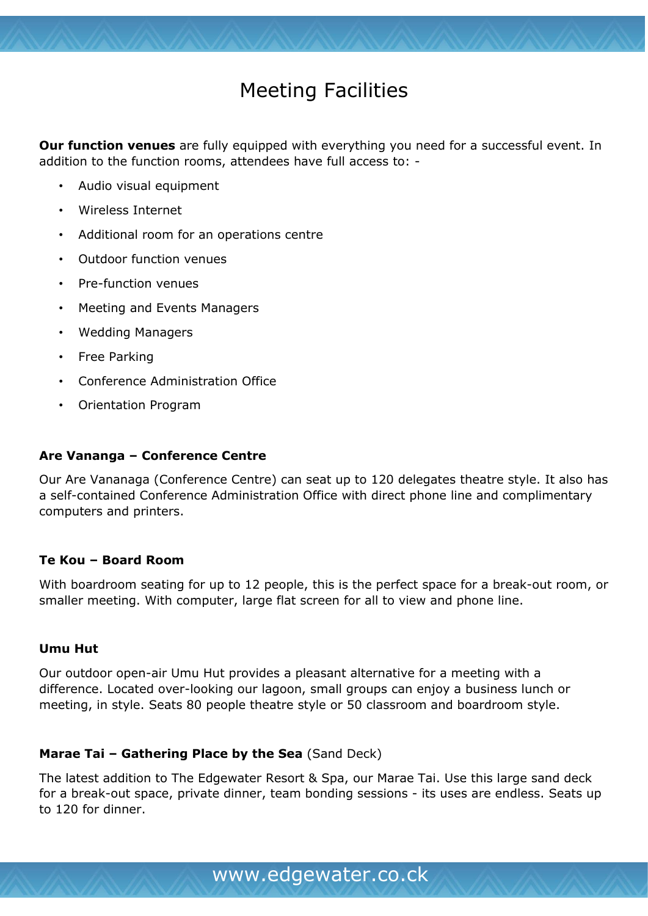# Meeting Facilities

**Our function venues** are fully equipped with everything you need for a successful event. In addition to the function rooms, attendees have full access to: -

- Audio visual equipment
- Wireless Internet
- Additional room for an operations centre
- Outdoor function venues
- Pre-function venues
- Meeting and Events Managers
- Wedding Managers
- Free Parking
- Conference Administration Office
- Orientation Program

### Are Vananga – Conference Centre

Our Are Vananaga (Conference Centre) can seat up to 120 delegates theatre style. It also has a self-contained Conference Administration Office with direct phone line and complimentary computers and printers.

### Te Kou – Board Room

With boardroom seating for up to 12 people, this is the perfect space for a break-out room, or smaller meeting. With computer, large flat screen for all to view and phone line.

### Umu Hut

Our outdoor open-air Umu Hut provides a pleasant alternative for a meeting with a difference. Located over-looking our lagoon, small groups can enjoy a business lunch or meeting, in style. Seats 80 people theatre style or 50 classroom and boardroom style.

### Marae Tai – Gathering Place by the Sea (Sand Deck)

The latest addition to The Edgewater Resort & Spa, our Marae Tai. Use this large sand deck for a break-out space, private dinner, team bonding sessions - its uses are endless. Seats up to 120 for dinner.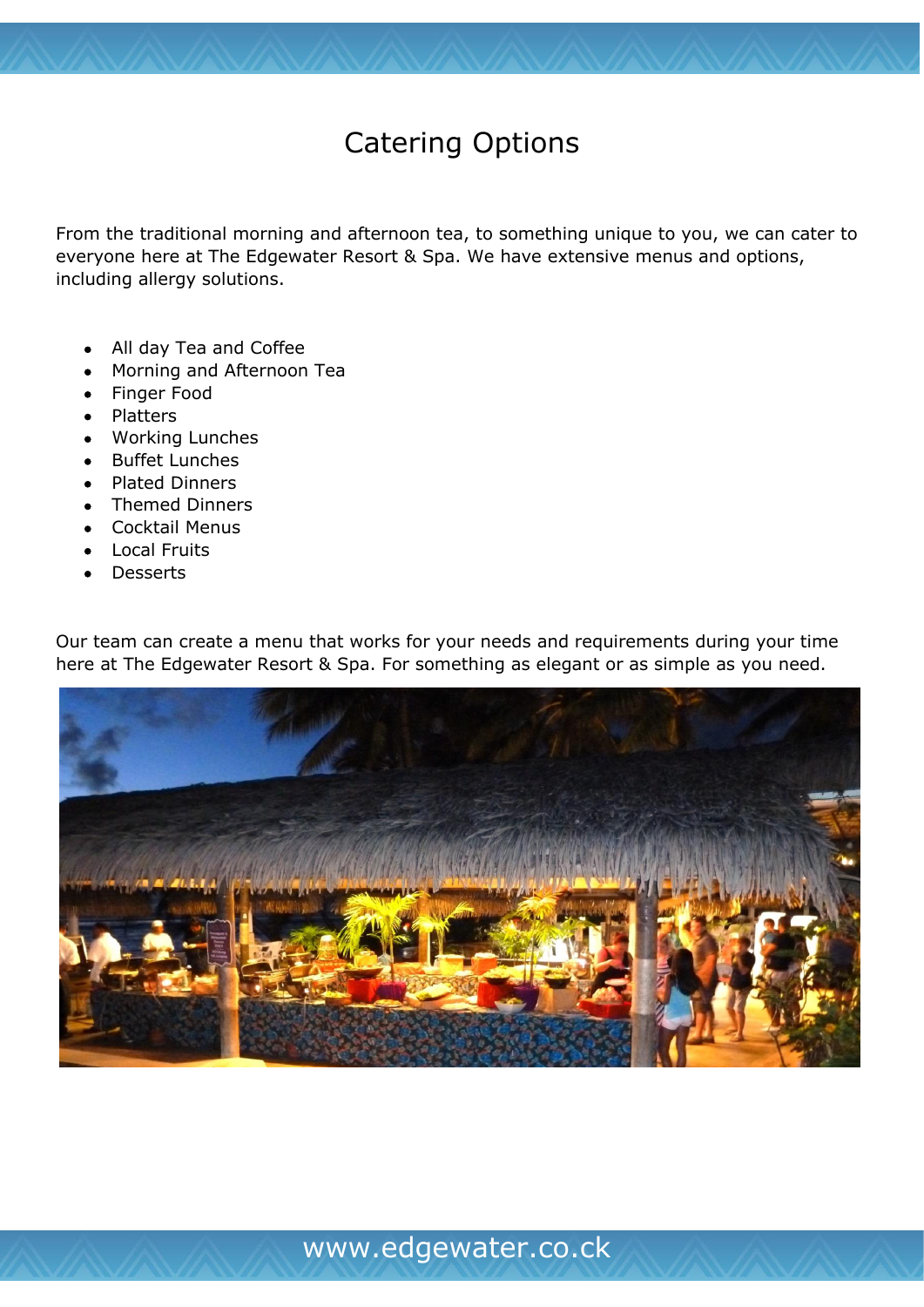# Catering Options

From the traditional morning and afternoon tea, to something unique to you, we can cater to everyone here at The Edgewater Resort & Spa. We have extensive menus and options, including allergy solutions.

- All day Tea and Coffee
- Morning and Afternoon Tea
- Finger Food
- Platters
- Working Lunches
- Buffet Lunches
- Plated Dinners
- Themed Dinners
- Cocktail Menus
- Local Fruits
- Desserts

Our team can create a menu that works for your needs and requirements during your time here at The Edgewater Resort & Spa. For something as elegant or as simple as you need.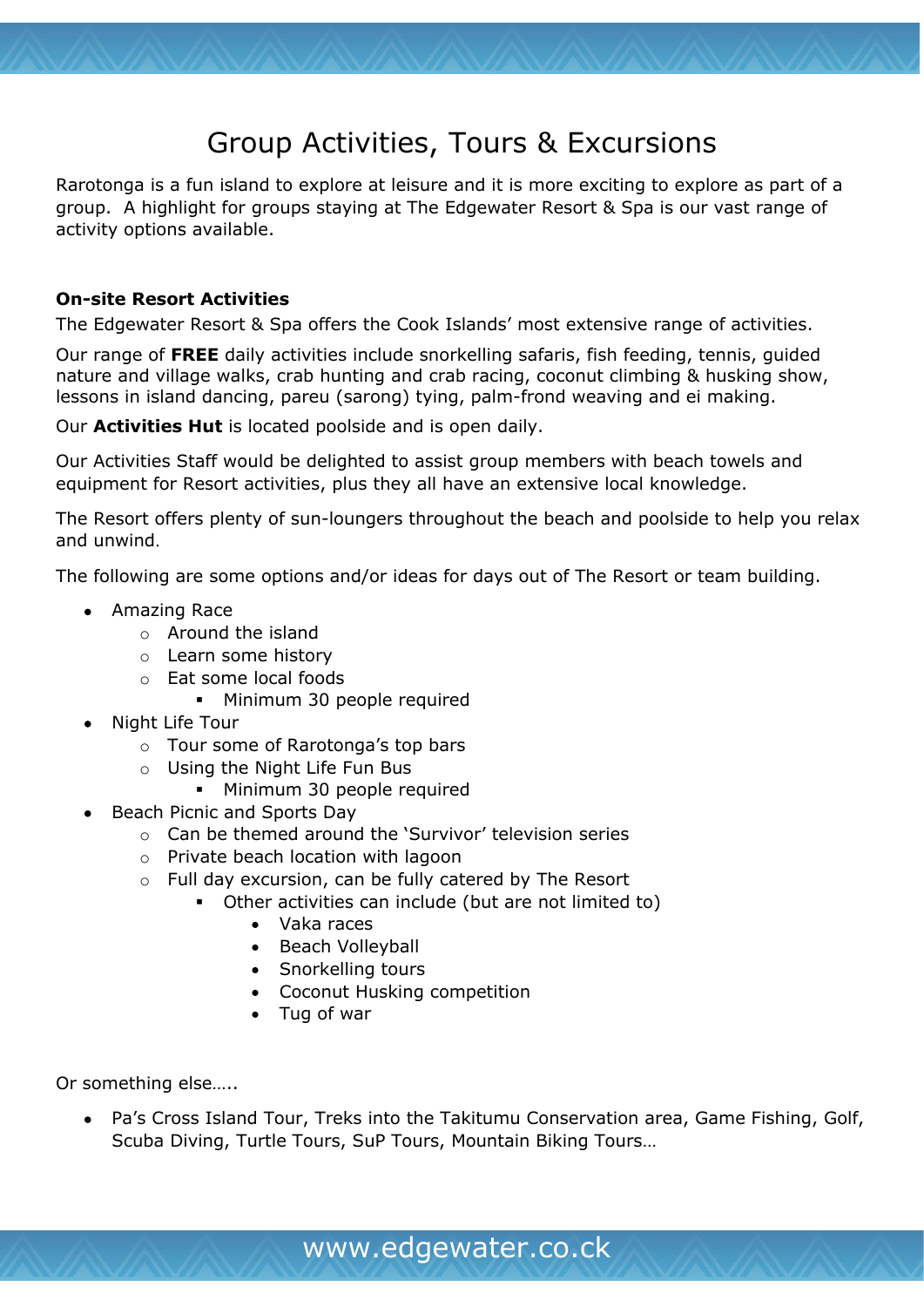# Group Activities, Tours & Excursions

Rarotonga is a fun island to explore at leisure and it is more exciting to explore as part of a group. A highlight for groups staying at The Edgewater Resort & Spa is our vast range of activity options available.

**On-site Resort Activities**

The Edgewater Resort & Spa offers the Cook Islands' most extensive range of activities.

Our range of **FREE** daily activities include snorkelling safaris, fish feeding, tennis, guided nature and village walks, crab hunting and crab racing, coconut climbing & husking show, lessons in island dancing, pareu (sarong) tying, palm-frond weaving and ei making.

Our **Activities Hut** is located poolside and is open daily.

Our Activities Staff would be delighted to assist group members with beach towels and equipment for Resort activities, plus they all have an extensive local knowledge.

The Resort offers plenty of sun-loungers throughout the beach and poolside to help you relax and unwind.

The following are some options and/or ideas for days out of The Resort or team building.

- Amazing Race
  - Around the island
  - Learn some history
  - Eat some local foods
    - Minimum 30 people required
- Night Life Tour
  - Tour some of Rarotonga's top bars
  - Using the Night Life Fun Bus
    - Minimum 30 people required
- Beach Picnic and Sports Day
  - Can be themed around the 'Survivor' television series
  - Private beach location with lagoon
  - Full day excursion, can be fully catered by The Resort
    - Other activities can include (but are not limited to)
      - Vaka races
      - Beach Volleyball
      - Snorkelling tours
      - Coconut Husking competition
      - Tug of war

Or something else…..

- Pa's Cross Island Tour, Treks into the Takitumu Conservation area, Game Fishing, Golf, Scuba Diving, Turtle Tours, SuP Tours, Mountain Biking Tours…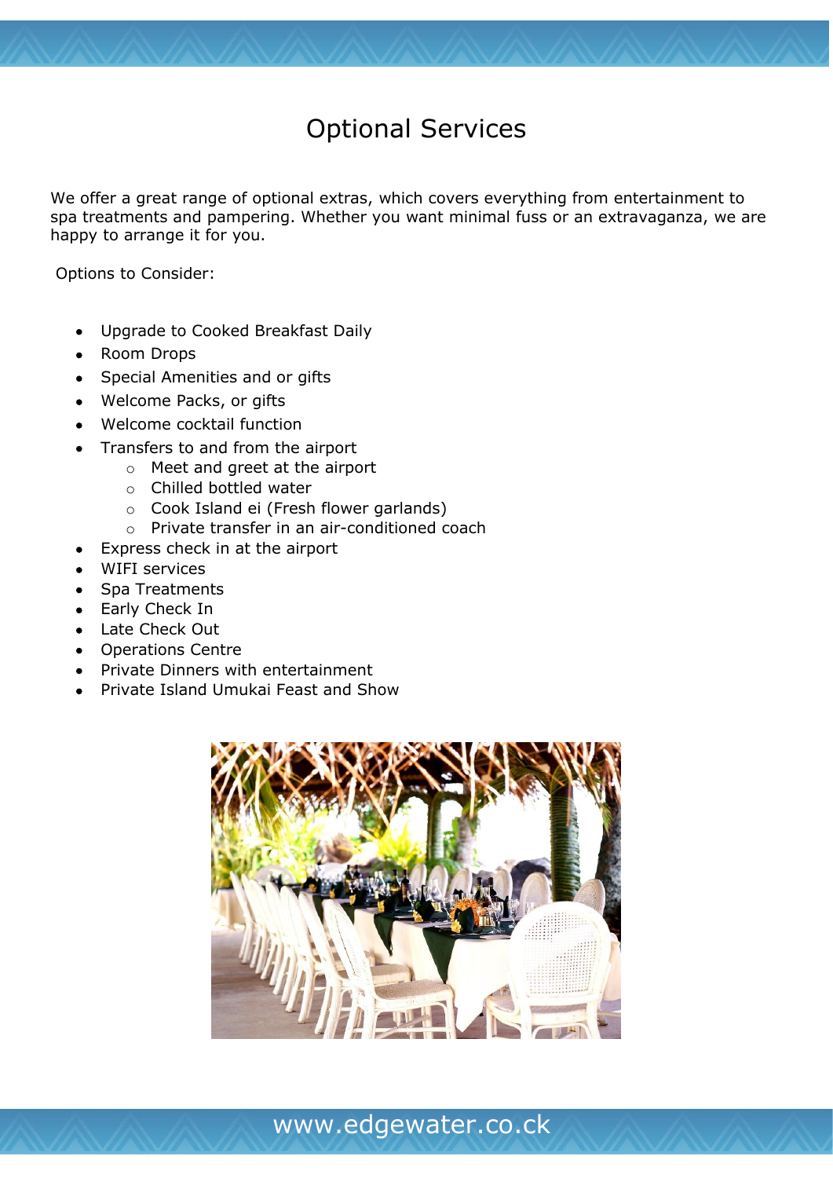# Optional Services

We offer a great range of optional extras, which covers everything from entertainment to spa treatments and pampering. Whether you want minimal fuss or an extravaganza, we are happy to arrange it for you.

Options to Consider:

- Upgrade to Cooked Breakfast Daily
- Room Drops
- Special Amenities and or gifts
- Welcome Packs, or gifts
- Welcome cocktail function
- Transfers to and from the airport
  - Meet and greet at the airport
  - Chilled bottled water
  - Cook Island ei (Fresh flower garlands)
  - Private transfer in an air-conditioned coach
- Express check in at the airport
- WIFI services
- Spa Treatments
- Early Check In
- Late Check Out
- Operations Centre
- Private Dinners with entertainment
- Private Island Umukai Feast and Show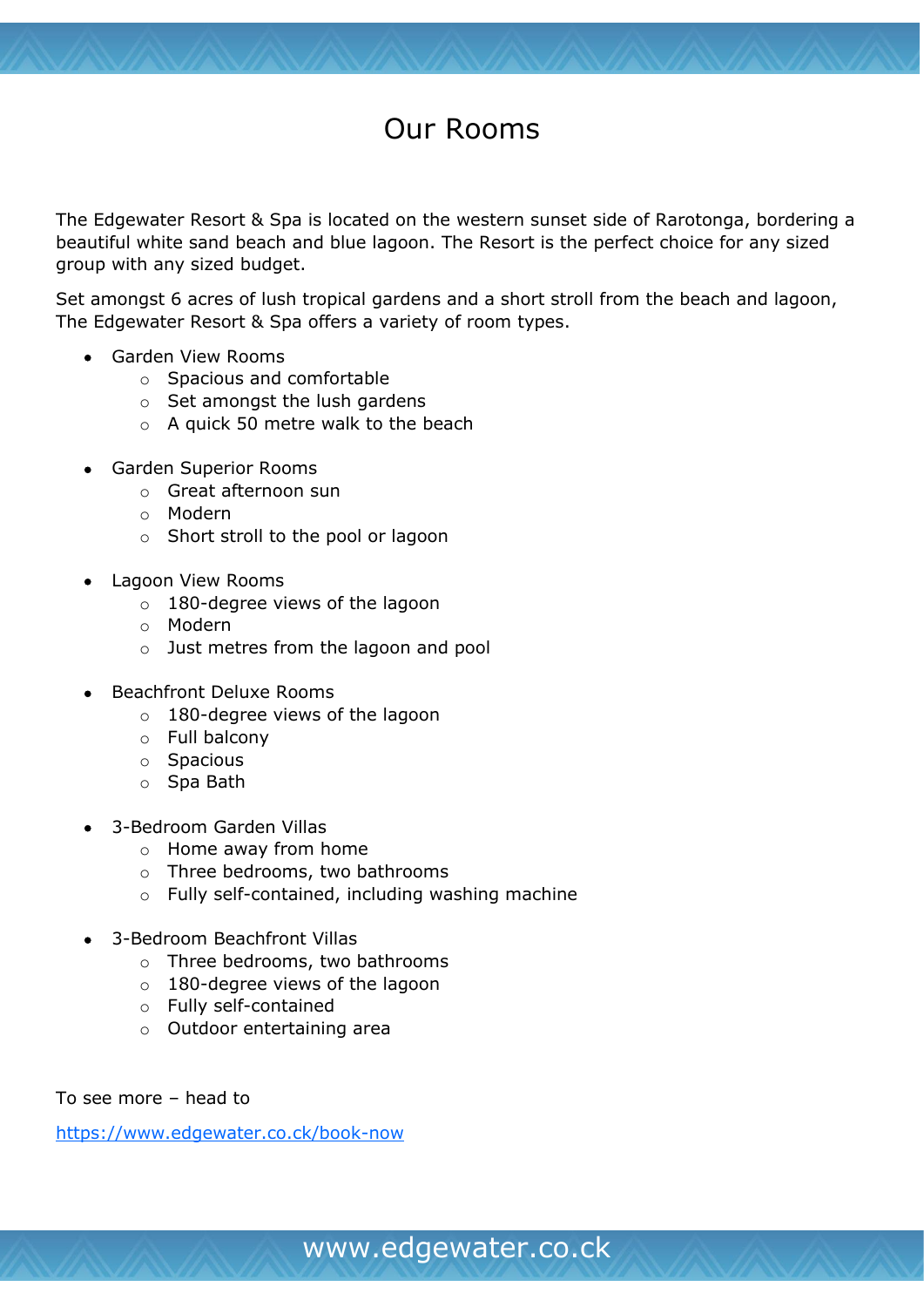# Our Rooms

The Edgewater Resort & Spa is located on the western sunset side of Rarotonga, bordering a beautiful white sand beach and blue lagoon. The Resort is the perfect choice for any sized group with any sized budget.

Set amongst 6 acres of lush tropical gardens and a short stroll from the beach and lagoon, The Edgewater Resort & Spa offers a variety of room types.

- Garden View Rooms
  - Spacious and comfortable
  - Set amongst the lush gardens
  - A quick 50 metre walk to the beach

- Garden Superior Rooms
  - Great afternoon sun
  - Modern
  - Short stroll to the pool or lagoon

- Lagoon View Rooms
  - 180-degree views of the lagoon
  - Modern
  - Just metres from the lagoon and pool

- Beachfront Deluxe Rooms
  - 180-degree views of the lagoon
  - Full balcony
  - Spacious
  - Spa Bath

- 3-Bedroom Garden Villas
  - Home away from home
  - Three bedrooms, two bathrooms
  - Fully self-contained, including washing machine

- 3-Bedroom Beachfront Villas
  - Three bedrooms, two bathrooms
  - 180-degree views of the lagoon
  - Fully self-contained
  - Outdoor entertaining area

To see more – head to

https://www.edgewater.co.ck/book-now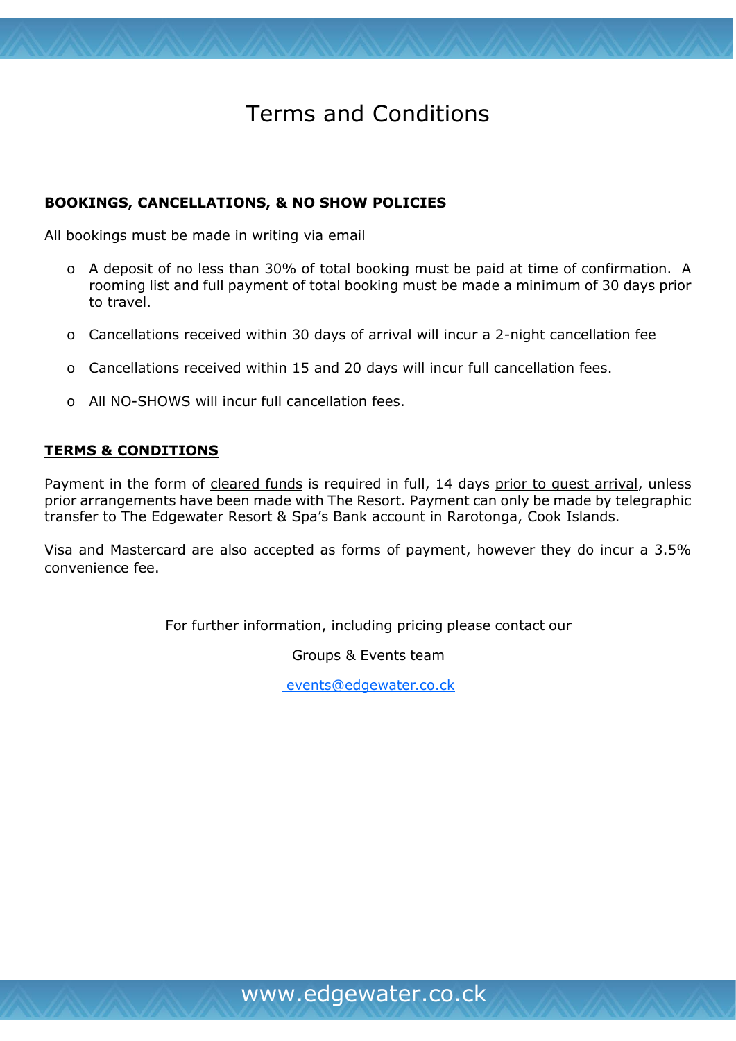# Terms and Conditions

**BOOKINGS, CANCELLATIONS, & NO SHOW POLICIES**

All bookings must be made in writing via email

- A deposit of no less than 30% of total booking must be paid at time of confirmation. A rooming list and full payment of total booking must be made a minimum of 30 days prior to travel.
- Cancellations received within 30 days of arrival will incur a 2-night cancellation fee
- Cancellations received within 15 and 20 days will incur full cancellation fees.
- All NO-SHOWS will incur full cancellation fees.

**TERMS & CONDITIONS**

Payment in the form of cleared funds is required in full, 14 days prior to guest arrival, unless prior arrangements have been made with The Resort. Payment can only be made by telegraphic transfer to The Edgewater Resort & Spa's Bank account in Rarotonga, Cook Islands.

Visa and Mastercard are also accepted as forms of payment, however they do incur a 3.5% convenience fee.

For further information, including pricing please contact our

Groups & Events team

events@edgewater.co.ck

www.edgewater.co.ck